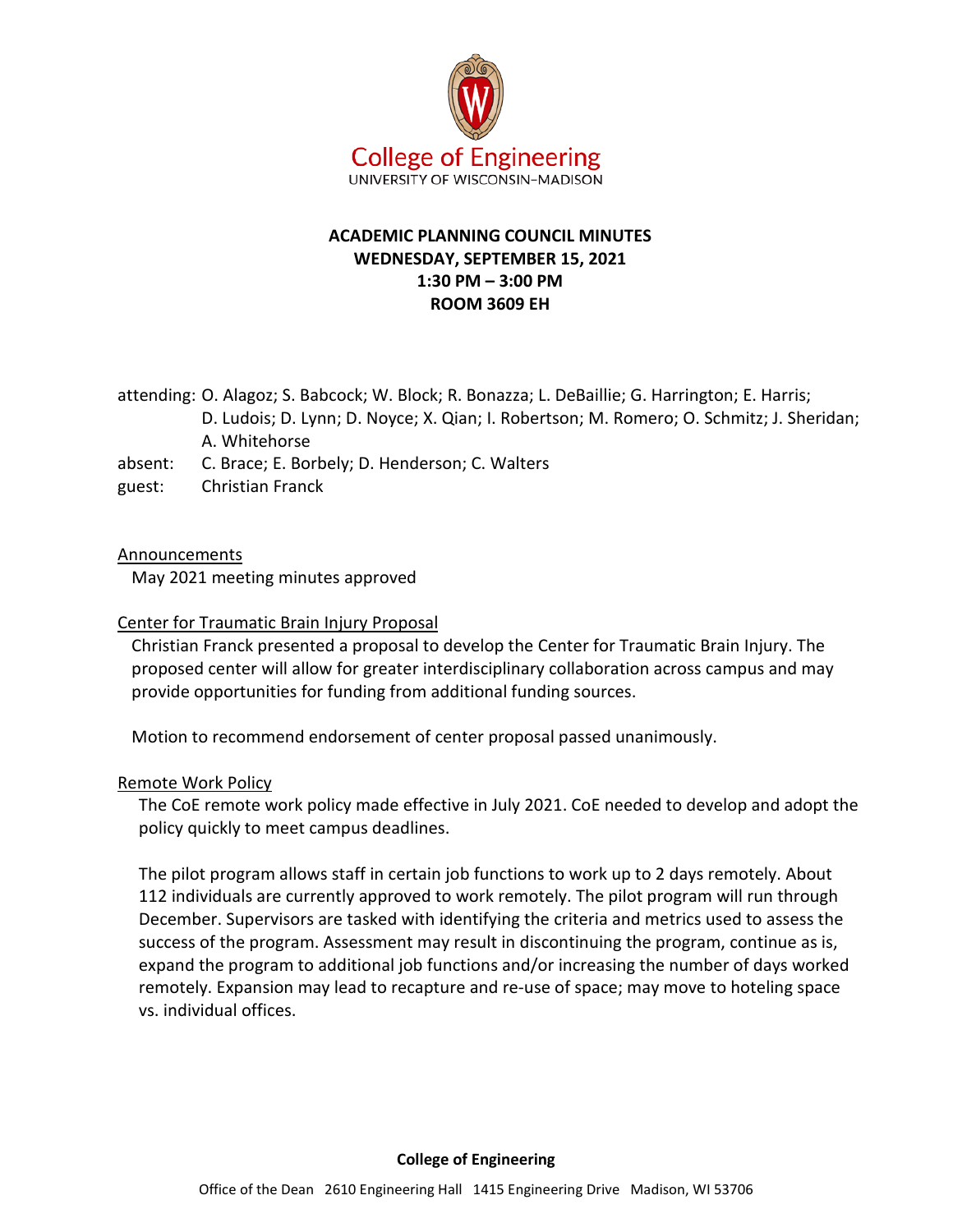College of Engineering
UNIVERSITY OF WISCONSIN–MADISON

# ACADEMIC PLANNING COUNCIL MINUTES
**WEDNESDAY, SEPTEMBER 15, 2021**
**1:30 PM – 3:00 PM**
**ROOM 3609 EH**

attending: O. Alagoz; S. Babcock; W. Block; R. Bonazza; L. DeBaillie; G. Harrington; E. Harris; D. Ludois; D. Lynn; D. Noyce; X. Qian; I. Robertson; M. Romero; O. Schmitz; J. Sheridan; A. Whitehorse

absent: C. Brace; E. Borbely; D. Henderson; C. Walters

guest: Christian Franck

## Announcements

May 2021 meeting minutes approved

## Center for Traumatic Brain Injury Proposal

Christian Franck presented a proposal to develop the Center for Traumatic Brain Injury. The proposed center will allow for greater interdisciplinary collaboration across campus and may provide opportunities for funding from additional funding sources.

Motion to recommend endorsement of center proposal passed unanimously.

## Remote Work Policy

The CoE remote work policy made effective in July 2021. CoE needed to develop and adopt the policy quickly to meet campus deadlines.

The pilot program allows staff in certain job functions to work up to 2 days remotely. About 112 individuals are currently approved to work remotely. The pilot program will run through December. Supervisors are tasked with identifying the criteria and metrics used to assess the success of the program. Assessment may result in discontinuing the program, continue as is, expand the program to additional job functions and/or increasing the number of days worked remotely. Expansion may lead to recapture and re-use of space; may move to hoteling space vs. individual offices.

**College of Engineering**

Office of the Dean 2610 Engineering Hall 1415 Engineering Drive Madison, WI 53706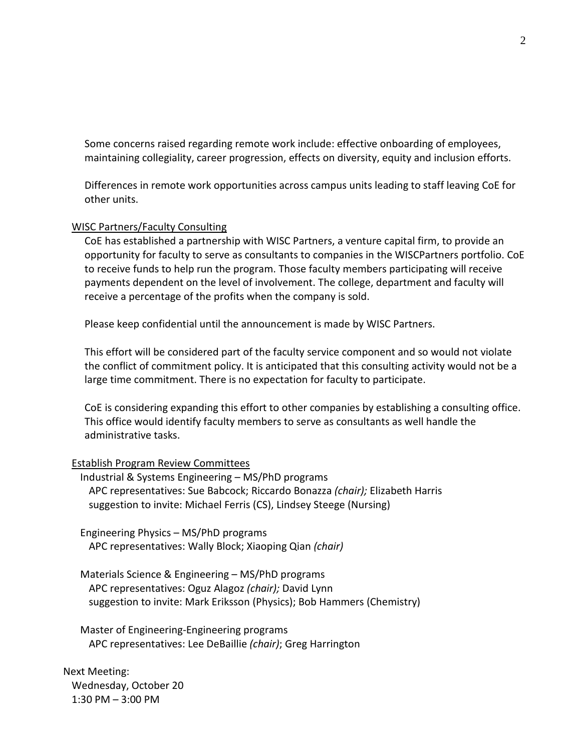Some concerns raised regarding remote work include: effective onboarding of employees, maintaining collegiality, career progression, effects on diversity, equity and inclusion efforts.

Differences in remote work opportunities across campus units leading to staff leaving CoE for other units.

<u>WISC Partners/Faculty Consulting</u>

CoE has established a partnership with WISC Partners, a venture capital firm, to provide an opportunity for faculty to serve as consultants to companies in the WISCPartners portfolio. CoE to receive funds to help run the program. Those faculty members participating will receive payments dependent on the level of involvement. The college, department and faculty will receive a percentage of the profits when the company is sold.

Please keep confidential until the announcement is made by WISC Partners.

This effort will be considered part of the faculty service component and so would not violate the conflict of commitment policy. It is anticipated that this consulting activity would not be a large time commitment. There is no expectation for faculty to participate.

CoE is considering expanding this effort to other companies by establishing a consulting office. This office would identify faculty members to serve as consultants as well handle the administrative tasks.

<u>Establish Program Review Committees</u>

Industrial & Systems Engineering – MS/PhD programs
APC representatives: Sue Babcock; Riccardo Bonazza *(chair);* Elizabeth Harris
suggestion to invite: Michael Ferris (CS), Lindsey Steege (Nursing)

Engineering Physics – MS/PhD programs
APC representatives: Wally Block; Xiaoping Qian *(chair)*

Materials Science & Engineering – MS/PhD programs
APC representatives: Oguz Alagoz *(chair);* David Lynn
suggestion to invite: Mark Eriksson (Physics); Bob Hammers (Chemistry)

Master of Engineering-Engineering programs
APC representatives: Lee DeBaillie *(chair)*; Greg Harrington

Next Meeting:
Wednesday, October 20
1:30 PM – 3:00 PM